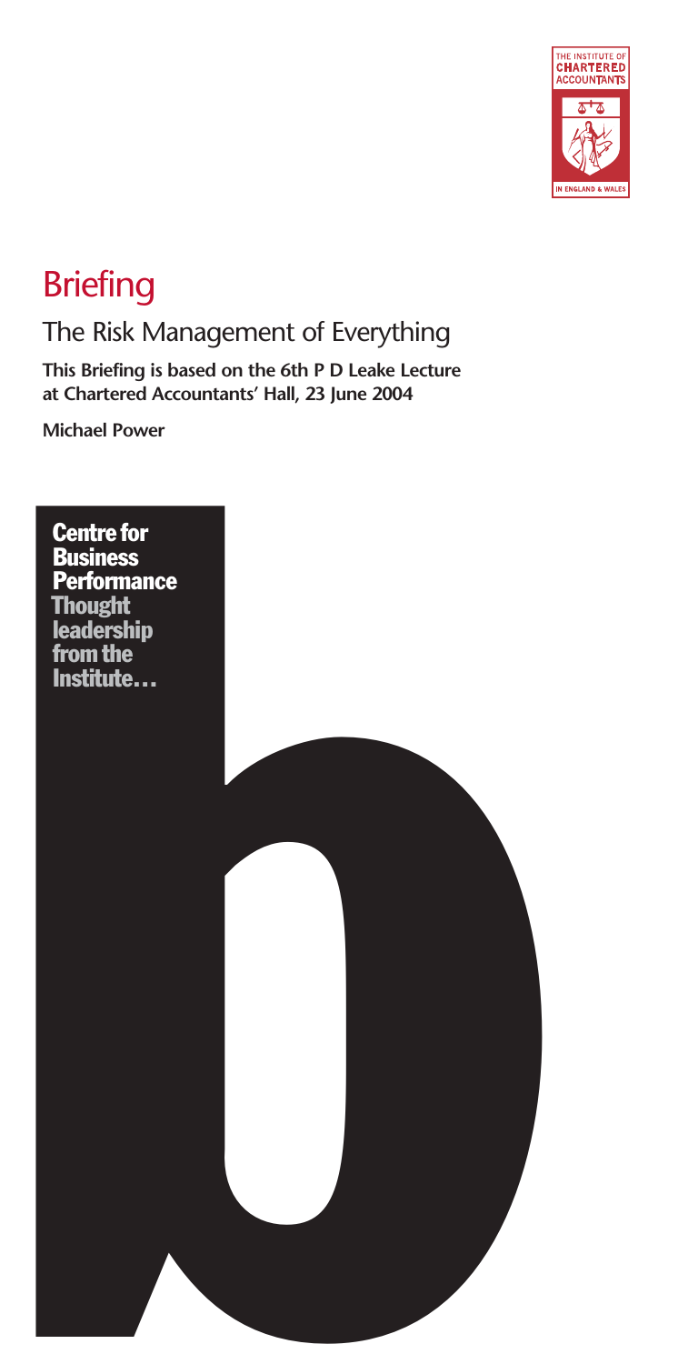THE INSTITUTE OF CHARTERED ACCOUNTANTS IN ENGLAND & WALES

# Briefing

## The Risk Management of Everything

**This Briefing is based on the 6th P D Leake Lecture at Chartered Accountants' Hall, 23 June 2004**

**Michael Power**

**Centre for Business Performance**
**Thought leadership from the Institute…**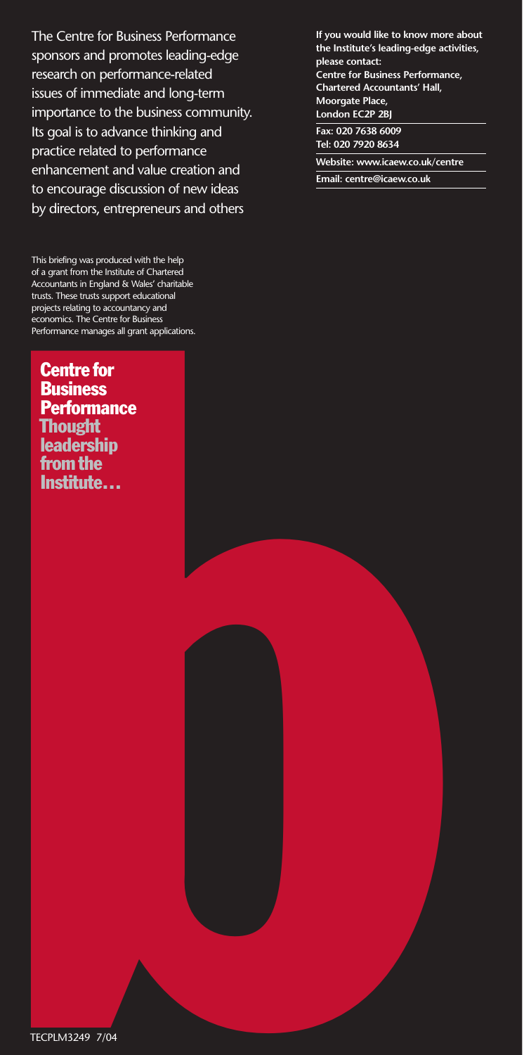The Centre for Business Performance sponsors and promotes leading-edge research on performance-related issues of immediate and long-term importance to the business community. Its goal is to advance thinking and practice related to performance enhancement and value creation and to encourage discussion of new ideas by directors, entrepreneurs and others

This briefing was produced with the help of a grant from the Institute of Chartered Accountants in England & Wales' charitable trusts. These trusts support educational projects relating to accountancy and economics. The Centre for Business Performance manages all grant applications.

**If you would like to know more about the Institute's leading-edge activities, please contact:**
**Centre for Business Performance,**
**Chartered Accountants' Hall,**
**Moorgate Place,**
**London EC2P 2BJ**

**Fax: 020 7638 6009**
**Tel: 020 7920 8634**

**Website: www.icaew.co.uk/centre**

**Email: centre@icaew.co.uk**

**Centre for Business Performance**
**Thought leadership from the Institute…**

TECPLM3249 7/04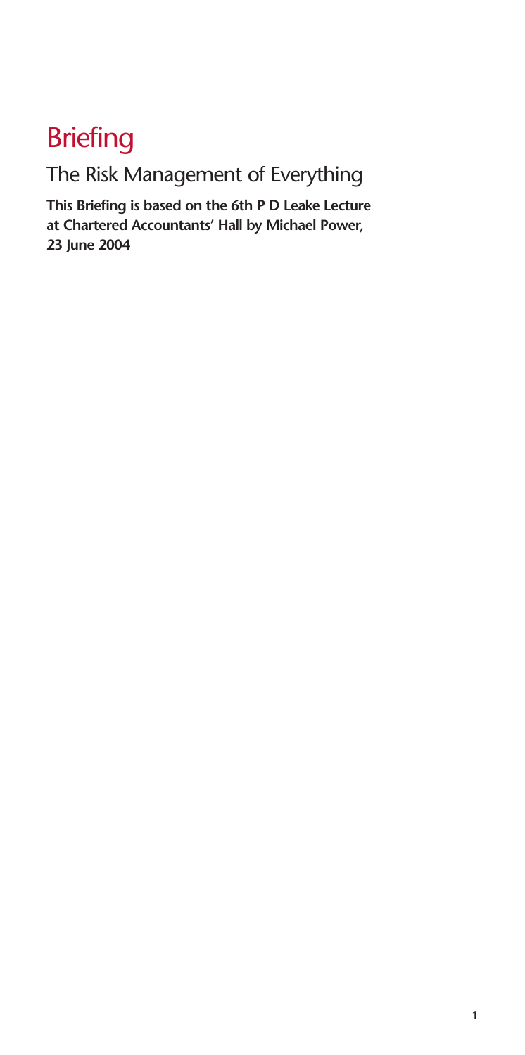# Briefing

## The Risk Management of Everything

**This Briefing is based on the 6th P D Leake Lecture at Chartered Accountants' Hall by Michael Power, 23 June 2004**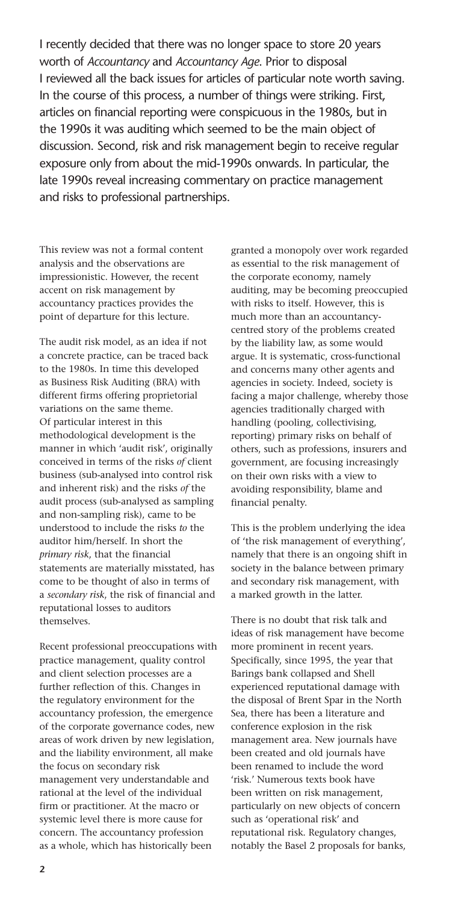I recently decided that there was no longer space to store 20 years worth of *Accountancy* and *Accountancy Age*. Prior to disposal I reviewed all the back issues for articles of particular note worth saving. In the course of this process, a number of things were striking. First, articles on financial reporting were conspicuous in the 1980s, but in the 1990s it was auditing which seemed to be the main object of discussion. Second, risk and risk management begin to receive regular exposure only from about the mid-1990s onwards. In particular, the late 1990s reveal increasing commentary on practice management and risks to professional partnerships.

This review was not a formal content analysis and the observations are impressionistic. However, the recent accent on risk management by accountancy practices provides the point of departure for this lecture.

The audit risk model, as an idea if not a concrete practice, can be traced back to the 1980s. In time this developed as Business Risk Auditing (BRA) with different firms offering proprietorial variations on the same theme. Of particular interest in this methodological development is the manner in which 'audit risk', originally conceived in terms of the risks *of* client business (sub-analysed into control risk and inherent risk) and the risks *of* the audit process (sub-analysed as sampling and non-sampling risk), came to be understood to include the risks *to* the auditor him/herself. In short the *primary risk*, that the financial statements are materially misstated, has come to be thought of also in terms of a *secondary risk*, the risk of financial and reputational losses to auditors themselves.

Recent professional preoccupations with practice management, quality control and client selection processes are a further reflection of this. Changes in the regulatory environment for the accountancy profession, the emergence of the corporate governance codes, new areas of work driven by new legislation, and the liability environment, all make the focus on secondary risk management very understandable and rational at the level of the individual firm or practitioner. At the macro or systemic level there is more cause for concern. The accountancy profession as a whole, which has historically been granted a monopoly over work regarded as essential to the risk management of the corporate economy, namely auditing, may be becoming preoccupied with risks to itself. However, this is much more than an accountancy-centred story of the problems created by the liability law, as some would argue. It is systematic, cross-functional and concerns many other agents and agencies in society. Indeed, society is facing a major challenge, whereby those agencies traditionally charged with handling (pooling, collectivising, reporting) primary risks on behalf of others, such as professions, insurers and government, are focusing increasingly on their own risks with a view to avoiding responsibility, blame and financial penalty.

This is the problem underlying the idea of 'the risk management of everything', namely that there is an ongoing shift in society in the balance between primary and secondary risk management, with a marked growth in the latter.

There is no doubt that risk talk and ideas of risk management have become more prominent in recent years. Specifically, since 1995, the year that Barings bank collapsed and Shell experienced reputational damage with the disposal of Brent Spar in the North Sea, there has been a literature and conference explosion in the risk management area. New journals have been created and old journals have been renamed to include the word 'risk.' Numerous texts book have been written on risk management, particularly on new objects of concern such as 'operational risk' and reputational risk. Regulatory changes, notably the Basel 2 proposals for banks,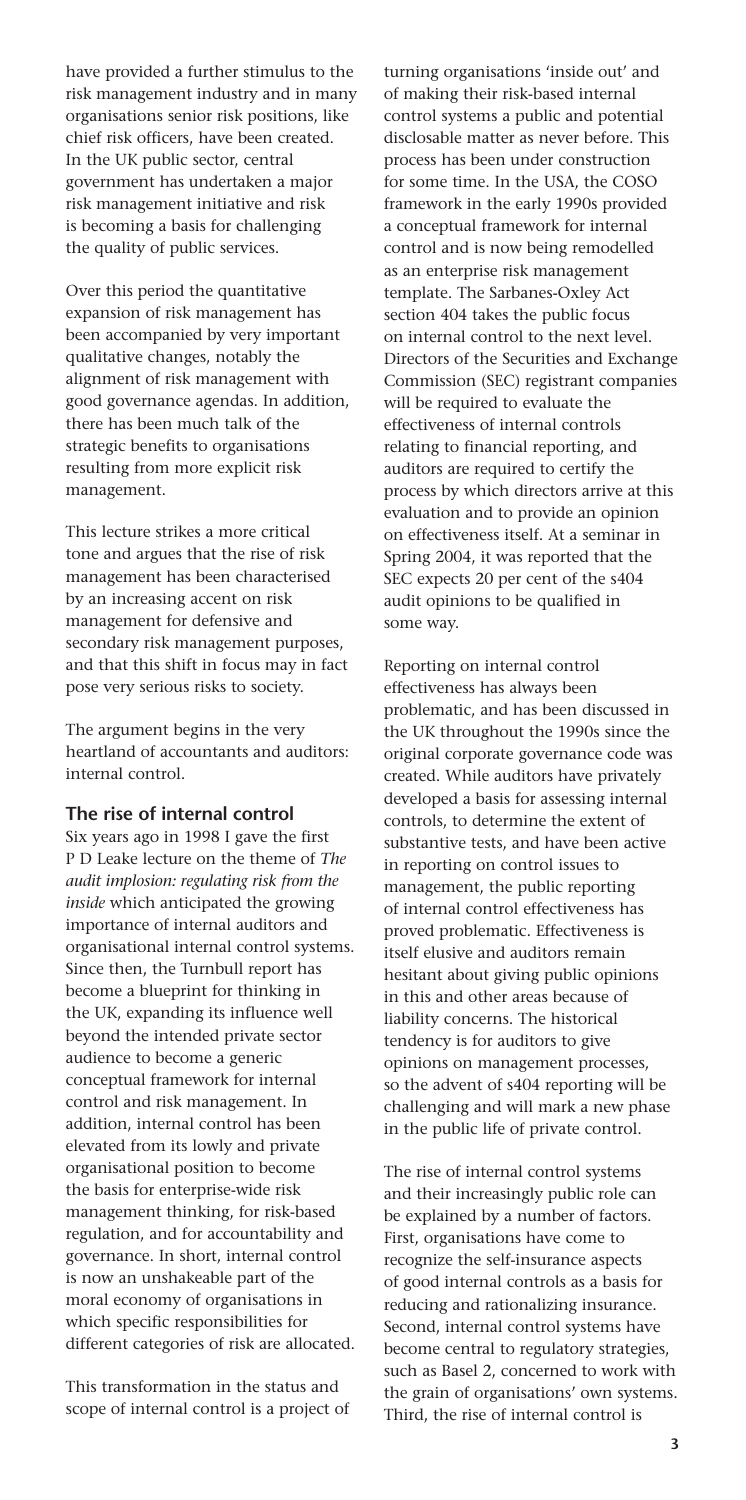have provided a further stimulus to the risk management industry and in many organisations senior risk positions, like chief risk officers, have been created. In the UK public sector, central government has undertaken a major risk management initiative and risk is becoming a basis for challenging the quality of public services.

Over this period the quantitative expansion of risk management has been accompanied by very important qualitative changes, notably the alignment of risk management with good governance agendas. In addition, there has been much talk of the strategic benefits to organisations resulting from more explicit risk management.

This lecture strikes a more critical tone and argues that the rise of risk management has been characterised by an increasing accent on risk management for defensive and secondary risk management purposes, and that this shift in focus may in fact pose very serious risks to society.

The argument begins in the very heartland of accountants and auditors: internal control.

## The rise of internal control

Six years ago in 1998 I gave the first P D Leake lecture on the theme of *The audit implosion: regulating risk from the inside* which anticipated the growing importance of internal auditors and organisational internal control systems. Since then, the Turnbull report has become a blueprint for thinking in the UK, expanding its influence well beyond the intended private sector audience to become a generic conceptual framework for internal control and risk management. In addition, internal control has been elevated from its lowly and private organisational position to become the basis for enterprise-wide risk management thinking, for risk-based regulation, and for accountability and governance. In short, internal control is now an unshakeable part of the moral economy of organisations in which specific responsibilities for different categories of risk are allocated.

This transformation in the status and scope of internal control is a project of turning organisations 'inside out' and of making their risk-based internal control systems a public and potential disclosable matter as never before. This process has been under construction for some time. In the USA, the COSO framework in the early 1990s provided a conceptual framework for internal control and is now being remodelled as an enterprise risk management template. The Sarbanes-Oxley Act section 404 takes the public focus on internal control to the next level. Directors of the Securities and Exchange Commission (SEC) registrant companies will be required to evaluate the effectiveness of internal controls relating to financial reporting, and auditors are required to certify the process by which directors arrive at this evaluation and to provide an opinion on effectiveness itself. At a seminar in Spring 2004, it was reported that the SEC expects 20 per cent of the s404 audit opinions to be qualified in some way.

Reporting on internal control effectiveness has always been problematic, and has been discussed in the UK throughout the 1990s since the original corporate governance code was created. While auditors have privately developed a basis for assessing internal controls, to determine the extent of substantive tests, and have been active in reporting on control issues to management, the public reporting of internal control effectiveness has proved problematic. Effectiveness is itself elusive and auditors remain hesitant about giving public opinions in this and other areas because of liability concerns. The historical tendency is for auditors to give opinions on management processes, so the advent of s404 reporting will be challenging and will mark a new phase in the public life of private control.

The rise of internal control systems and their increasingly public role can be explained by a number of factors. First, organisations have come to recognize the self-insurance aspects of good internal controls as a basis for reducing and rationalizing insurance. Second, internal control systems have become central to regulatory strategies, such as Basel 2, concerned to work with the grain of organisations' own systems. Third, the rise of internal control is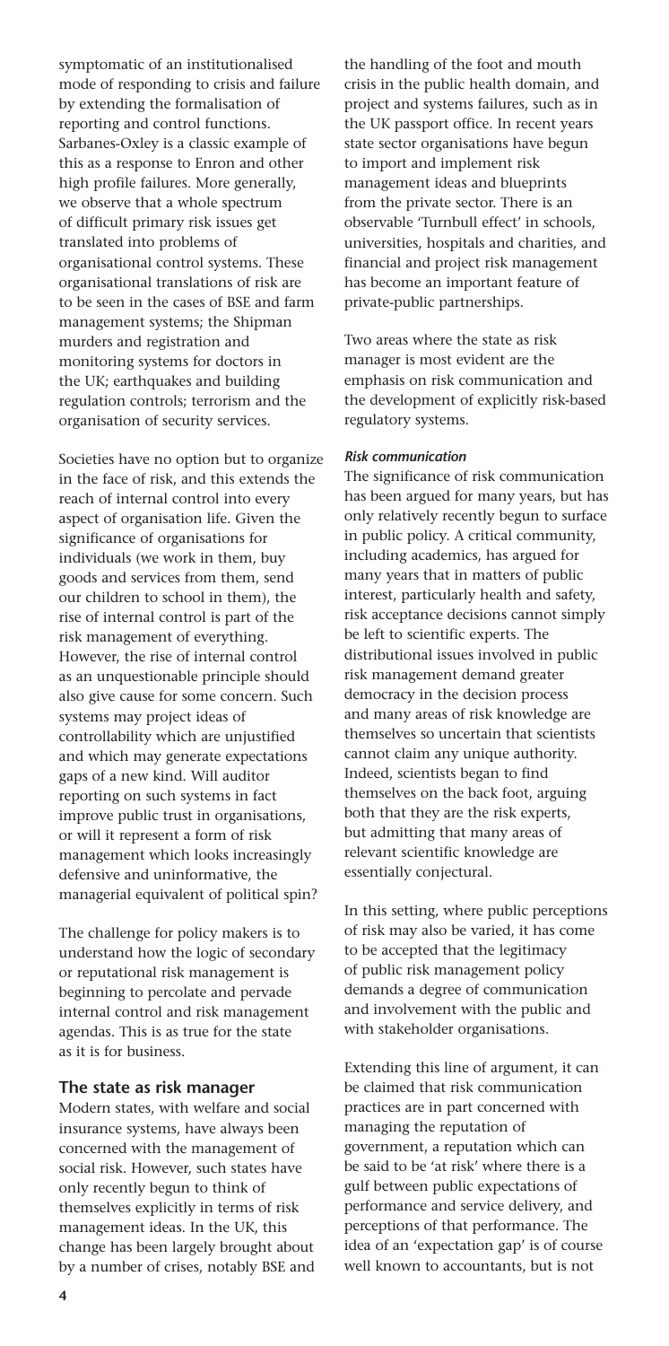symptomatic of an institutionalised mode of responding to crisis and failure by extending the formalisation of reporting and control functions. Sarbanes-Oxley is a classic example of this as a response to Enron and other high profile failures. More generally, we observe that a whole spectrum of difficult primary risk issues get translated into problems of organisational control systems. These organisational translations of risk are to be seen in the cases of BSE and farm management systems; the Shipman murders and registration and monitoring systems for doctors in the UK; earthquakes and building regulation controls; terrorism and the organisation of security services.

Societies have no option but to organize in the face of risk, and this extends the reach of internal control into every aspect of organisation life. Given the significance of organisations for individuals (we work in them, buy goods and services from them, send our children to school in them), the rise of internal control is part of the risk management of everything. However, the rise of internal control as an unquestionable principle should also give cause for some concern. Such systems may project ideas of controllability which are unjustified and which may generate expectations gaps of a new kind. Will auditor reporting on such systems in fact improve public trust in organisations, or will it represent a form of risk management which looks increasingly defensive and uninformative, the managerial equivalent of political spin?

The challenge for policy makers is to understand how the logic of secondary or reputational risk management is beginning to percolate and pervade internal control and risk management agendas. This is as true for the state as it is for business.

## The state as risk manager

Modern states, with welfare and social insurance systems, have always been concerned with the management of social risk. However, such states have only recently begun to think of themselves explicitly in terms of risk management ideas. In the UK, this change has been largely brought about by a number of crises, notably BSE and the handling of the foot and mouth crisis in the public health domain, and project and systems failures, such as in the UK passport office. In recent years state sector organisations have begun to import and implement risk management ideas and blueprints from the private sector. There is an observable 'Turnbull effect' in schools, universities, hospitals and charities, and financial and project risk management has become an important feature of private-public partnerships.

Two areas where the state as risk manager is most evident are the emphasis on risk communication and the development of explicitly risk-based regulatory systems.

### *Risk communication*

The significance of risk communication has been argued for many years, but has only relatively recently begun to surface in public policy. A critical community, including academics, has argued for many years that in matters of public interest, particularly health and safety, risk acceptance decisions cannot simply be left to scientific experts. The distributional issues involved in public risk management demand greater democracy in the decision process and many areas of risk knowledge are themselves so uncertain that scientists cannot claim any unique authority. Indeed, scientists began to find themselves on the back foot, arguing both that they are the risk experts, but admitting that many areas of relevant scientific knowledge are essentially conjectural.

In this setting, where public perceptions of risk may also be varied, it has come to be accepted that the legitimacy of public risk management policy demands a degree of communication and involvement with the public and with stakeholder organisations.

Extending this line of argument, it can be claimed that risk communication practices are in part concerned with managing the reputation of government, a reputation which can be said to be 'at risk' where there is a gulf between public expectations of performance and service delivery, and perceptions of that performance. The idea of an 'expectation gap' is of course well known to accountants, but is not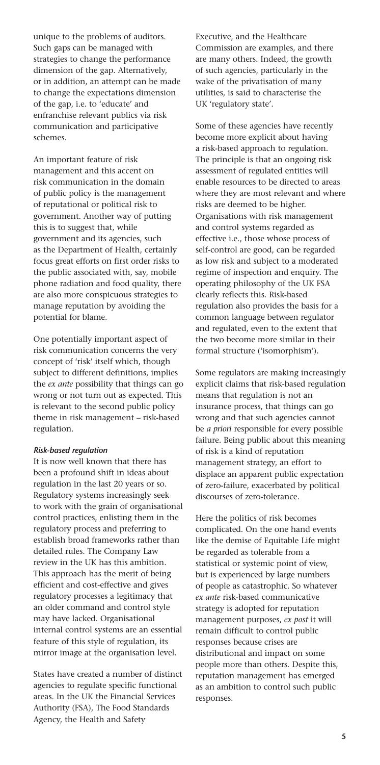unique to the problems of auditors. Such gaps can be managed with strategies to change the performance dimension of the gap. Alternatively, or in addition, an attempt can be made to change the expectations dimension of the gap, i.e. to 'educate' and enfranchise relevant publics via risk communication and participative schemes.

An important feature of risk management and this accent on risk communication in the domain of public policy is the management of reputational or political risk to government. Another way of putting this is to suggest that, while government and its agencies, such as the Department of Health, certainly focus great efforts on first order risks to the public associated with, say, mobile phone radiation and food quality, there are also more conspicuous strategies to manage reputation by avoiding the potential for blame.

One potentially important aspect of risk communication concerns the very concept of 'risk' itself which, though subject to different definitions, implies the *ex ante* possibility that things can go wrong or not turn out as expected. This is relevant to the second public policy theme in risk management – risk-based regulation.

***Risk-based regulation***

It is now well known that there has been a profound shift in ideas about regulation in the last 20 years or so. Regulatory systems increasingly seek to work with the grain of organisational control practices, enlisting them in the regulatory process and preferring to establish broad frameworks rather than detailed rules. The Company Law review in the UK has this ambition. This approach has the merit of being efficient and cost-effective and gives regulatory processes a legitimacy that an older command and control style may have lacked. Organisational internal control systems are an essential feature of this style of regulation, its mirror image at the organisation level.

States have created a number of distinct agencies to regulate specific functional areas. In the UK the Financial Services Authority (FSA), The Food Standards Agency, the Health and Safety Executive, and the Healthcare Commission are examples, and there are many others. Indeed, the growth of such agencies, particularly in the wake of the privatisation of many utilities, is said to characterise the UK 'regulatory state'.

Some of these agencies have recently become more explicit about having a risk-based approach to regulation. The principle is that an ongoing risk assessment of regulated entities will enable resources to be directed to areas where they are most relevant and where risks are deemed to be higher. Organisations with risk management and control systems regarded as effective i.e., those whose process of self-control are good, can be regarded as low risk and subject to a moderated regime of inspection and enquiry. The operating philosophy of the UK FSA clearly reflects this. Risk-based regulation also provides the basis for a common language between regulator and regulated, even to the extent that the two become more similar in their formal structure ('isomorphism').

Some regulators are making increasingly explicit claims that risk-based regulation means that regulation is not an insurance process, that things can go wrong and that such agencies cannot be *a priori* responsible for every possible failure. Being public about this meaning of risk is a kind of reputation management strategy, an effort to displace an apparent public expectation of zero-failure, exacerbated by political discourses of zero-tolerance.

Here the politics of risk becomes complicated. On the one hand events like the demise of Equitable Life might be regarded as tolerable from a statistical or systemic point of view, but is experienced by large numbers of people as catastrophic. So whatever *ex ante* risk-based communicative strategy is adopted for reputation management purposes, *ex post* it will remain difficult to control public responses because crises are distributional and impact on some people more than others. Despite this, reputation management has emerged as an ambition to control such public responses.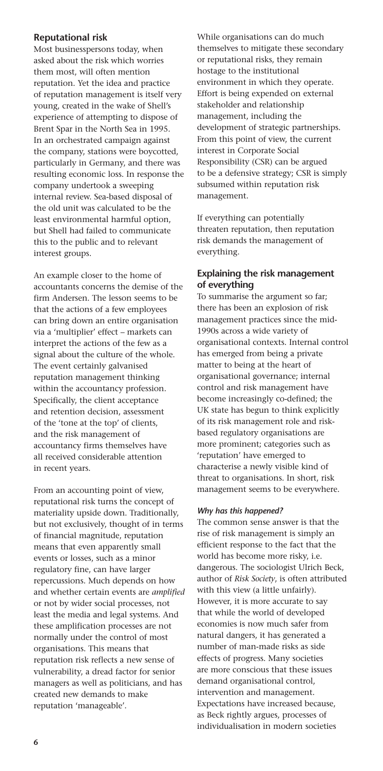## Reputational risk

Most businesspersons today, when asked about the risk which worries them most, will often mention reputation. Yet the idea and practice of reputation management is itself very young, created in the wake of Shell's experience of attempting to dispose of Brent Spar in the North Sea in 1995. In an orchestrated campaign against the company, stations were boycotted, particularly in Germany, and there was resulting economic loss. In response the company undertook a sweeping internal review. Sea-based disposal of the old unit was calculated to be the least environmental harmful option, but Shell had failed to communicate this to the public and to relevant interest groups.

An example closer to the home of accountants concerns the demise of the firm Andersen. The lesson seems to be that the actions of a few employees can bring down an entire organisation via a 'multiplier' effect – markets can interpret the actions of the few as a signal about the culture of the whole. The event certainly galvanised reputation management thinking within the accountancy profession. Specifically, the client acceptance and retention decision, assessment of the 'tone at the top' of clients, and the risk management of accountancy firms themselves have all received considerable attention in recent years.

From an accounting point of view, reputational risk turns the concept of materiality upside down. Traditionally, but not exclusively, thought of in terms of financial magnitude, reputation means that even apparently small events or losses, such as a minor regulatory fine, can have larger repercussions. Much depends on how and whether certain events are *amplified* or not by wider social processes, not least the media and legal systems. And these amplification processes are not normally under the control of most organisations. This means that reputation risk reflects a new sense of vulnerability, a dread factor for senior managers as well as politicians, and has created new demands to make reputation 'manageable'.

While organisations can do much themselves to mitigate these secondary or reputational risks, they remain hostage to the institutional environment in which they operate. Effort is being expended on external stakeholder and relationship management, including the development of strategic partnerships. From this point of view, the current interest in Corporate Social Responsibility (CSR) can be argued to be a defensive strategy; CSR is simply subsumed within reputation risk management.

If everything can potentially threaten reputation, then reputation risk demands the management of everything.

## Explaining the risk management of everything

To summarise the argument so far; there has been an explosion of risk management practices since the mid-1990s across a wide variety of organisational contexts. Internal control has emerged from being a private matter to being at the heart of organisational governance; internal control and risk management have become increasingly co-defined; the UK state has begun to think explicitly of its risk management role and risk-based regulatory organisations are more prominent; categories such as 'reputation' have emerged to characterise a newly visible kind of threat to organisations. In short, risk management seems to be everywhere.

### *Why has this happened?*

The common sense answer is that the rise of risk management is simply an efficient response to the fact that the world has become more risky, i.e. dangerous. The sociologist Ulrich Beck, author of *Risk Society*, is often attributed with this view (a little unfairly). However, it is more accurate to say that while the world of developed economies is now much safer from natural dangers, it has generated a number of man-made risks as side effects of progress. Many societies are more conscious that these issues demand organisational control, intervention and management. Expectations have increased because, as Beck rightly argues, processes of individualisation in modern societies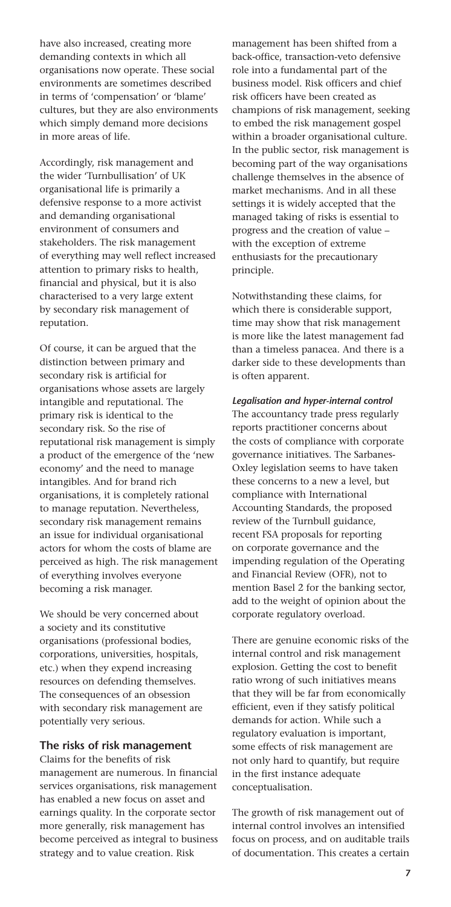have also increased, creating more demanding contexts in which all organisations now operate. These social environments are sometimes described in terms of 'compensation' or 'blame' cultures, but they are also environments which simply demand more decisions in more areas of life.

Accordingly, risk management and the wider 'Turnbullisation' of UK organisational life is primarily a defensive response to a more activist and demanding organisational environment of consumers and stakeholders. The risk management of everything may well reflect increased attention to primary risks to health, financial and physical, but it is also characterised to a very large extent by secondary risk management of reputation.

Of course, it can be argued that the distinction between primary and secondary risk is artificial for organisations whose assets are largely intangible and reputational. The primary risk is identical to the secondary risk. So the rise of reputational risk management is simply a product of the emergence of the 'new economy' and the need to manage intangibles. And for brand rich organisations, it is completely rational to manage reputation. Nevertheless, secondary risk management remains an issue for individual organisational actors for whom the costs of blame are perceived as high. The risk management of everything involves everyone becoming a risk manager.

We should be very concerned about a society and its constitutive organisations (professional bodies, corporations, universities, hospitals, etc.) when they expend increasing resources on defending themselves. The consequences of an obsession with secondary risk management are potentially very serious.

## The risks of risk management

Claims for the benefits of risk management are numerous. In financial services organisations, risk management has enabled a new focus on asset and earnings quality. In the corporate sector more generally, risk management has become perceived as integral to business strategy and to value creation. Risk management has been shifted from a back-office, transaction-veto defensive role into a fundamental part of the business model. Risk officers and chief risk officers have been created as champions of risk management, seeking to embed the risk management gospel within a broader organisational culture. In the public sector, risk management is becoming part of the way organisations challenge themselves in the absence of market mechanisms. And in all these settings it is widely accepted that the managed taking of risks is essential to progress and the creation of value – with the exception of extreme enthusiasts for the precautionary principle.

Notwithstanding these claims, for which there is considerable support, time may show that risk management is more like the latest management fad than a timeless panacea. And there is a darker side to these developments than is often apparent.

### *Legalisation and hyper-internal control*

The accountancy trade press regularly reports practitioner concerns about the costs of compliance with corporate governance initiatives. The Sarbanes-Oxley legislation seems to have taken these concerns to a new level, but compliance with International Accounting Standards, the proposed review of the Turnbull guidance, recent FSA proposals for reporting on corporate governance and the impending regulation of the Operating and Financial Review (OFR), not to mention Basel 2 for the banking sector, add to the weight of opinion about the corporate regulatory overload.

There are genuine economic risks of the internal control and risk management explosion. Getting the cost to benefit ratio wrong of such initiatives means that they will be far from economically efficient, even if they satisfy political demands for action. While such a regulatory evaluation is important, some effects of risk management are not only hard to quantify, but require in the first instance adequate conceptualisation.

The growth of risk management out of internal control involves an intensified focus on process, and on auditable trails of documentation. This creates a certain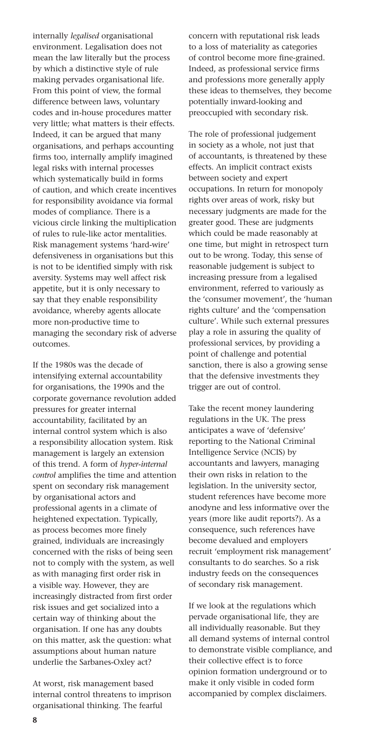internally *legalised* organisational environment. Legalisation does not mean the law literally but the process by which a distinctive style of rule making pervades organisational life. From this point of view, the formal difference between laws, voluntary codes and in-house procedures matter very little; what matters is their effects. Indeed, it can be argued that many organisations, and perhaps accounting firms too, internally amplify imagined legal risks with internal processes which systematically build in forms of caution, and which create incentives for responsibility avoidance via formal modes of compliance. There is a vicious circle linking the multiplication of rules to rule-like actor mentalities. Risk management systems 'hard-wire' defensiveness in organisations but this is not to be identified simply with risk aversity. Systems may well affect risk appetite, but it is only necessary to say that they enable responsibility avoidance, whereby agents allocate more non-productive time to managing the secondary risk of adverse outcomes.

If the 1980s was the decade of intensifying external accountability for organisations, the 1990s and the corporate governance revolution added pressures for greater internal accountability, facilitated by an internal control system which is also a responsibility allocation system. Risk management is largely an extension of this trend. A form of *hyper-internal control* amplifies the time and attention spent on secondary risk management by organisational actors and professional agents in a climate of heightened expectation. Typically, as process becomes more finely grained, individuals are increasingly concerned with the risks of being seen not to comply with the system, as well as with managing first order risk in a visible way. However, they are increasingly distracted from first order risk issues and get socialized into a certain way of thinking about the organisation. If one has any doubts on this matter, ask the question: what assumptions about human nature underlie the Sarbanes-Oxley act?

At worst, risk management based internal control threatens to imprison organisational thinking. The fearful concern with reputational risk leads to a loss of materiality as categories of control become more fine-grained. Indeed, as professional service firms and professions more generally apply these ideas to themselves, they become potentially inward-looking and preoccupied with secondary risk.

The role of professional judgement in society as a whole, not just that of accountants, is threatened by these effects. An implicit contract exists between society and expert occupations. In return for monopoly rights over areas of work, risky but necessary judgments are made for the greater good. These are judgments which could be made reasonably at one time, but might in retrospect turn out to be wrong. Today, this sense of reasonable judgement is subject to increasing pressure from a legalised environment, referred to variously as the 'consumer movement', the 'human rights culture' and the 'compensation culture'. While such external pressures play a role in assuring the quality of professional services, by providing a point of challenge and potential sanction, there is also a growing sense that the defensive investments they trigger are out of control.

Take the recent money laundering regulations in the UK. The press anticipates a wave of 'defensive' reporting to the National Criminal Intelligence Service (NCIS) by accountants and lawyers, managing their own risks in relation to the legislation. In the university sector, student references have become more anodyne and less informative over the years (more like audit reports?). As a consequence, such references have become devalued and employers recruit 'employment risk management' consultants to do searches. So a risk industry feeds on the consequences of secondary risk management.

If we look at the regulations which pervade organisational life, they are all individually reasonable. But they all demand systems of internal control to demonstrate visible compliance, and their collective effect is to force opinion formation underground or to make it only visible in coded form accompanied by complex disclaimers.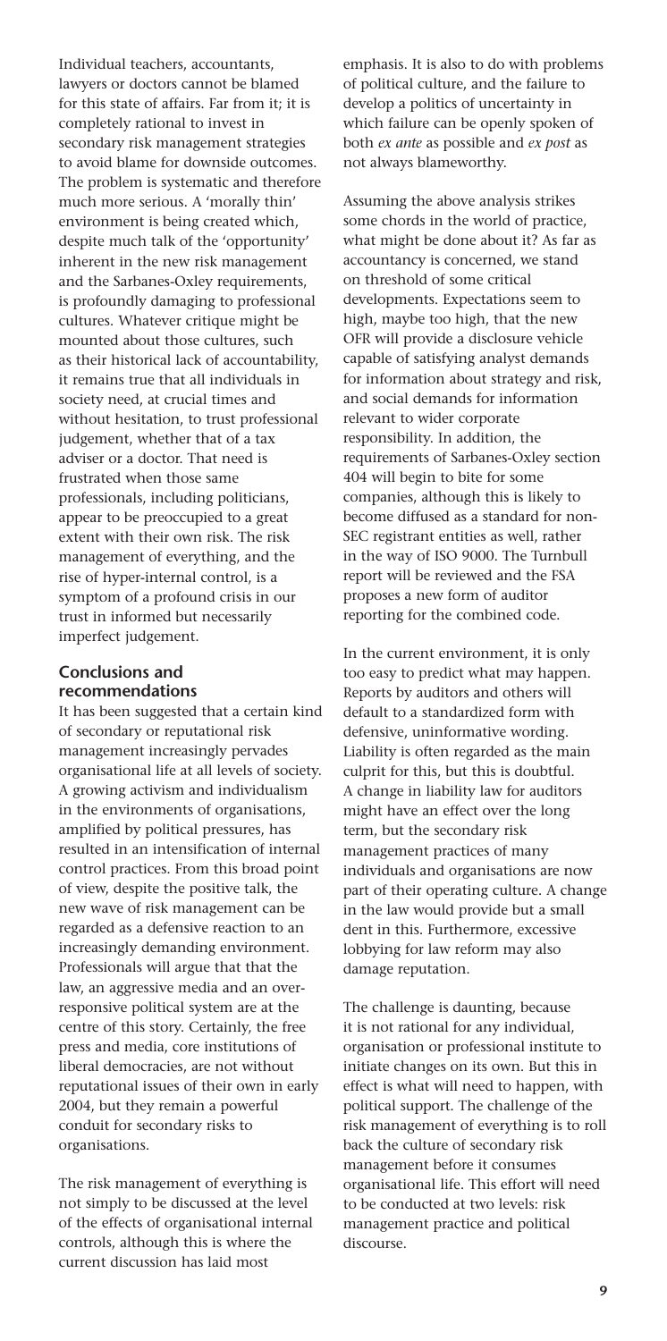Individual teachers, accountants, lawyers or doctors cannot be blamed for this state of affairs. Far from it; it is completely rational to invest in secondary risk management strategies to avoid blame for downside outcomes. The problem is systematic and therefore much more serious. A 'morally thin' environment is being created which, despite much talk of the 'opportunity' inherent in the new risk management and the Sarbanes-Oxley requirements, is profoundly damaging to professional cultures. Whatever critique might be mounted about those cultures, such as their historical lack of accountability, it remains true that all individuals in society need, at crucial times and without hesitation, to trust professional judgement, whether that of a tax adviser or a doctor. That need is frustrated when those same professionals, including politicians, appear to be preoccupied to a great extent with their own risk. The risk management of everything, and the rise of hyper-internal control, is a symptom of a profound crisis in our trust in informed but necessarily imperfect judgement.

## Conclusions and recommendations

It has been suggested that a certain kind of secondary or reputational risk management increasingly pervades organisational life at all levels of society. A growing activism and individualism in the environments of organisations, amplified by political pressures, has resulted in an intensification of internal control practices. From this broad point of view, despite the positive talk, the new wave of risk management can be regarded as a defensive reaction to an increasingly demanding environment. Professionals will argue that that the law, an aggressive media and an over-responsive political system are at the centre of this story. Certainly, the free press and media, core institutions of liberal democracies, are not without reputational issues of their own in early 2004, but they remain a powerful conduit for secondary risks to organisations.

The risk management of everything is not simply to be discussed at the level of the effects of organisational internal controls, although this is where the current discussion has laid most emphasis. It is also to do with problems of political culture, and the failure to develop a politics of uncertainty in which failure can be openly spoken of both *ex ante* as possible and *ex post* as not always blameworthy.

Assuming the above analysis strikes some chords in the world of practice, what might be done about it? As far as accountancy is concerned, we stand on threshold of some critical developments. Expectations seem to high, maybe too high, that the new OFR will provide a disclosure vehicle capable of satisfying analyst demands for information about strategy and risk, and social demands for information relevant to wider corporate responsibility. In addition, the requirements of Sarbanes-Oxley section 404 will begin to bite for some companies, although this is likely to become diffused as a standard for non-SEC registrant entities as well, rather in the way of ISO 9000. The Turnbull report will be reviewed and the FSA proposes a new form of auditor reporting for the combined code.

In the current environment, it is only too easy to predict what may happen. Reports by auditors and others will default to a standardized form with defensive, uninformative wording. Liability is often regarded as the main culprit for this, but this is doubtful. A change in liability law for auditors might have an effect over the long term, but the secondary risk management practices of many individuals and organisations are now part of their operating culture. A change in the law would provide but a small dent in this. Furthermore, excessive lobbying for law reform may also damage reputation.

The challenge is daunting, because it is not rational for any individual, organisation or professional institute to initiate changes on its own. But this in effect is what will need to happen, with political support. The challenge of the risk management of everything is to roll back the culture of secondary risk management before it consumes organisational life. This effort will need to be conducted at two levels: risk management practice and political discourse.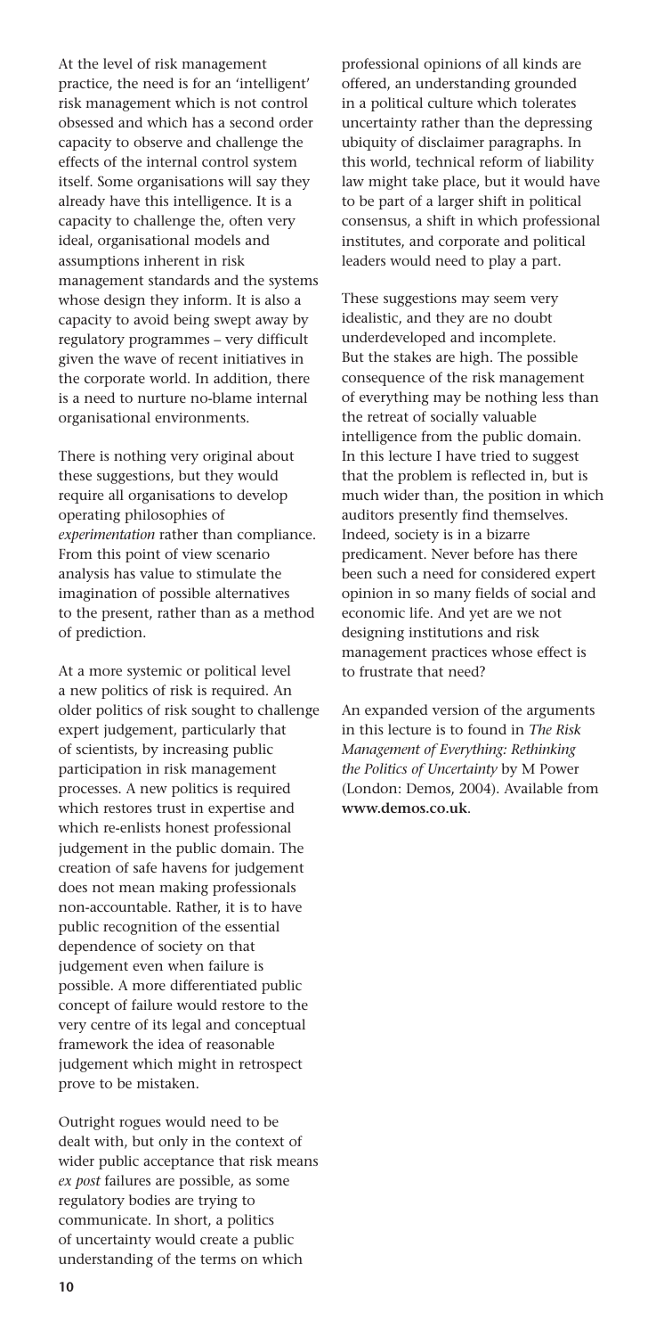At the level of risk management practice, the need is for an 'intelligent' risk management which is not control obsessed and which has a second order capacity to observe and challenge the effects of the internal control system itself. Some organisations will say they already have this intelligence. It is a capacity to challenge the, often very ideal, organisational models and assumptions inherent in risk management standards and the systems whose design they inform. It is also a capacity to avoid being swept away by regulatory programmes – very difficult given the wave of recent initiatives in the corporate world. In addition, there is a need to nurture no-blame internal organisational environments.

There is nothing very original about these suggestions, but they would require all organisations to develop operating philosophies of *experimentation* rather than compliance. From this point of view scenario analysis has value to stimulate the imagination of possible alternatives to the present, rather than as a method of prediction.

At a more systemic or political level a new politics of risk is required. An older politics of risk sought to challenge expert judgement, particularly that of scientists, by increasing public participation in risk management processes. A new politics is required which restores trust in expertise and which re-enlists honest professional judgement in the public domain. The creation of safe havens for judgement does not mean making professionals non-accountable. Rather, it is to have public recognition of the essential dependence of society on that judgement even when failure is possible. A more differentiated public concept of failure would restore to the very centre of its legal and conceptual framework the idea of reasonable judgement which might in retrospect prove to be mistaken.

Outright rogues would need to be dealt with, but only in the context of wider public acceptance that risk means *ex post* failures are possible, as some regulatory bodies are trying to communicate. In short, a politics of uncertainty would create a public understanding of the terms on which professional opinions of all kinds are offered, an understanding grounded in a political culture which tolerates uncertainty rather than the depressing ubiquity of disclaimer paragraphs. In this world, technical reform of liability law might take place, but it would have to be part of a larger shift in political consensus, a shift in which professional institutes, and corporate and political leaders would need to play a part.

These suggestions may seem very idealistic, and they are no doubt underdeveloped and incomplete. But the stakes are high. The possible consequence of the risk management of everything may be nothing less than the retreat of socially valuable intelligence from the public domain. In this lecture I have tried to suggest that the problem is reflected in, but is much wider than, the position in which auditors presently find themselves. Indeed, society is in a bizarre predicament. Never before has there been such a need for considered expert opinion in so many fields of social and economic life. And yet are we not designing institutions and risk management practices whose effect is to frustrate that need?

An expanded version of the arguments in this lecture is to found in *The Risk Management of Everything: Rethinking the Politics of Uncertainty* by M Power (London: Demos, 2004). Available from **www.demos.co.uk**.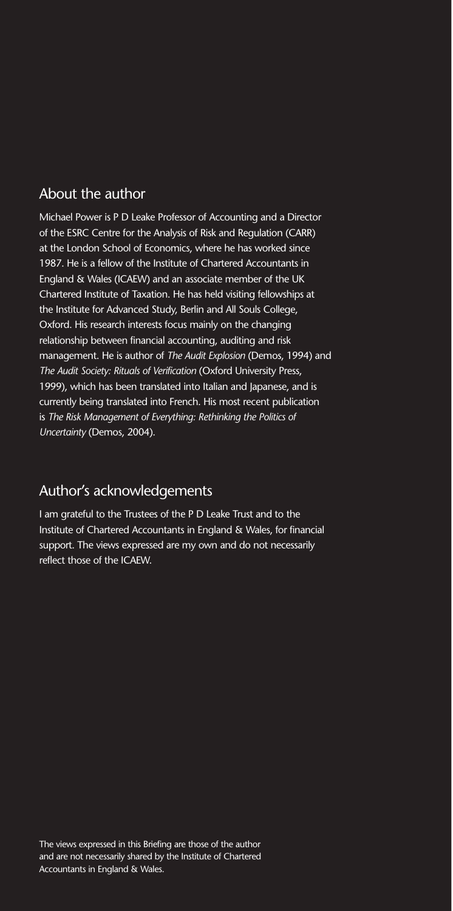## About the author

Michael Power is P D Leake Professor of Accounting and a Director of the ESRC Centre for the Analysis of Risk and Regulation (CARR) at the London School of Economics, where he has worked since 1987. He is a fellow of the Institute of Chartered Accountants in England & Wales (ICAEW) and an associate member of the UK Chartered Institute of Taxation. He has held visiting fellowships at the Institute for Advanced Study, Berlin and All Souls College, Oxford. His research interests focus mainly on the changing relationship between financial accounting, auditing and risk management. He is author of *The Audit Explosion* (Demos, 1994) and *The Audit Society: Rituals of Verification* (Oxford University Press, 1999), which has been translated into Italian and Japanese, and is currently being translated into French. His most recent publication is *The Risk Management of Everything: Rethinking the Politics of Uncertainty* (Demos, 2004).

## Author's acknowledgements

I am grateful to the Trustees of the P D Leake Trust and to the Institute of Chartered Accountants in England & Wales, for financial support. The views expressed are my own and do not necessarily reflect those of the ICAEW.

The views expressed in this Briefing are those of the author and are not necessarily shared by the Institute of Chartered Accountants in England & Wales.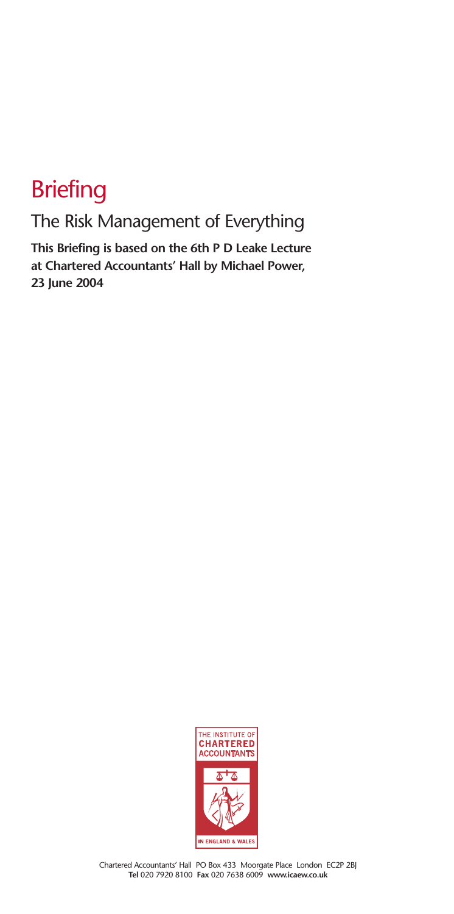# Briefing

## The Risk Management of Everything

**This Briefing is based on the 6th P D Leake Lecture at Chartered Accountants' Hall by Michael Power, 23 June 2004**

THE INSTITUTE OF CHARTERED ACCOUNTANTS IN ENGLAND & WALES

Chartered Accountants' Hall PO Box 433 Moorgate Place London EC2P 2BJ
**Tel** 020 7920 8100 **Fax** 020 7638 6009 **www.icaew.co.uk**